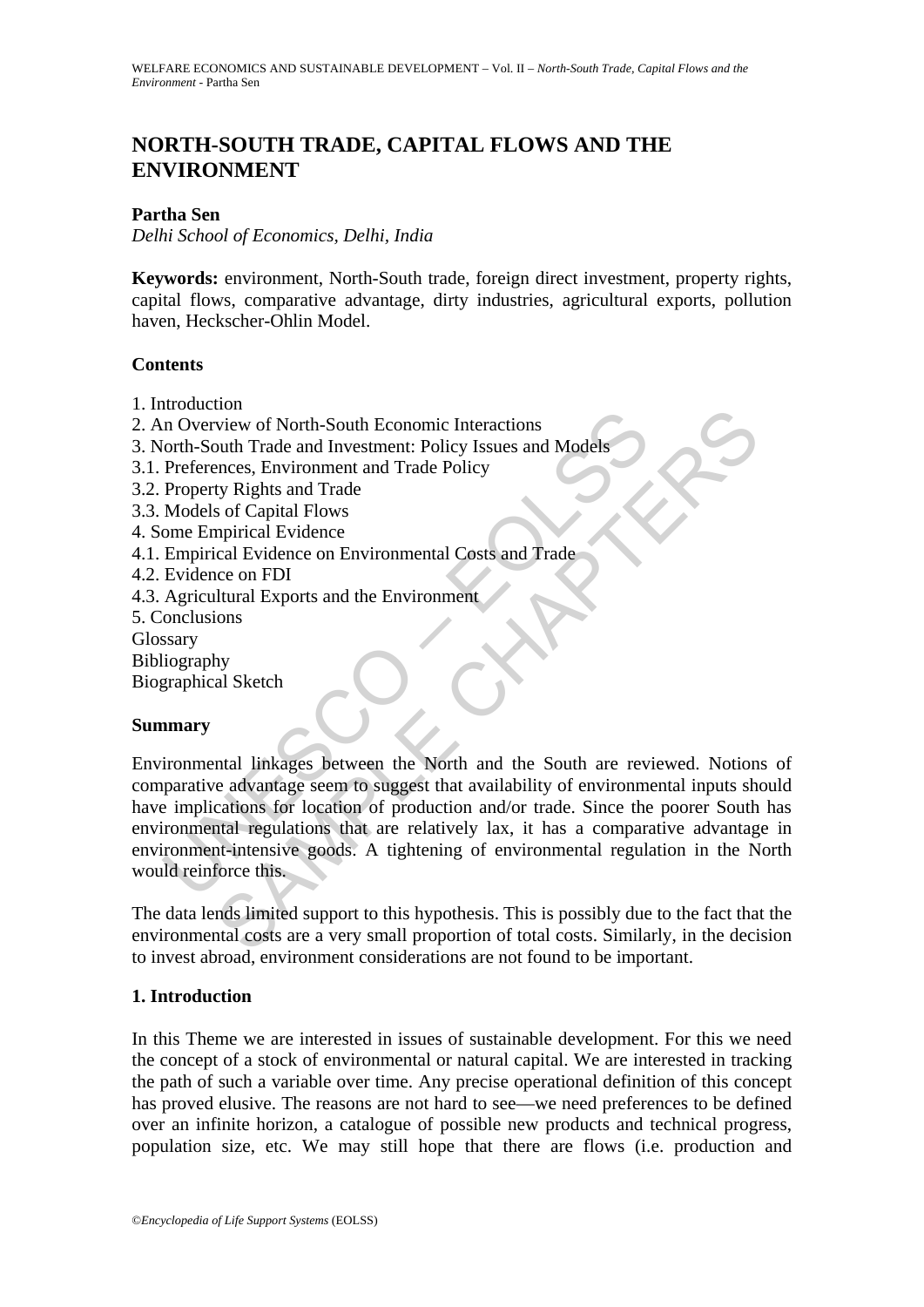# NORTH-SOUTH TRADE, CAPITAL FLOWS AND THE ENVIRONMENT

**Partha Sen**

*Delhi School of Economics, Delhi, India*

**Keywords:** environment, North-South trade, foreign direct investment, property rights, capital flows, comparative advantage, dirty industries, agricultural exports, pollution haven, Heckscher-Ohlin Model.

**Contents**

1. Introduction
2. An Overview of North-South Economic Interactions
3. North-South Trade and Investment: Policy Issues and Models
3.1. Preferences, Environment and Trade Policy
3.2. Property Rights and Trade
3.3. Models of Capital Flows
4. Some Empirical Evidence
4.1. Empirical Evidence on Environmental Costs and Trade
4.2. Evidence on FDI
4.3. Agricultural Exports and the Environment
5. Conclusions

Glossary
Bibliography
Biographical Sketch

**Summary**

Environmental linkages between the North and the South are reviewed. Notions of comparative advantage seem to suggest that availability of environmental inputs should have implications for location of production and/or trade. Since the poorer South has environmental regulations that are relatively lax, it has a comparative advantage in environment-intensive goods. A tightening of environmental regulation in the North would reinforce this.

The data lends limited support to this hypothesis. This is possibly due to the fact that the environmental costs are a very small proportion of total costs. Similarly, in the decision to invest abroad, environment considerations are not found to be important.

## 1. Introduction

In this Theme we are interested in issues of sustainable development. For this we need the concept of a stock of environmental or natural capital. We are interested in tracking the path of such a variable over time. Any precise operational definition of this concept has proved elusive. The reasons are not hard to see—we need preferences to be defined over an infinite horizon, a catalogue of possible new products and technical progress, population size, etc. We may still hope that there are flows (i.e. production and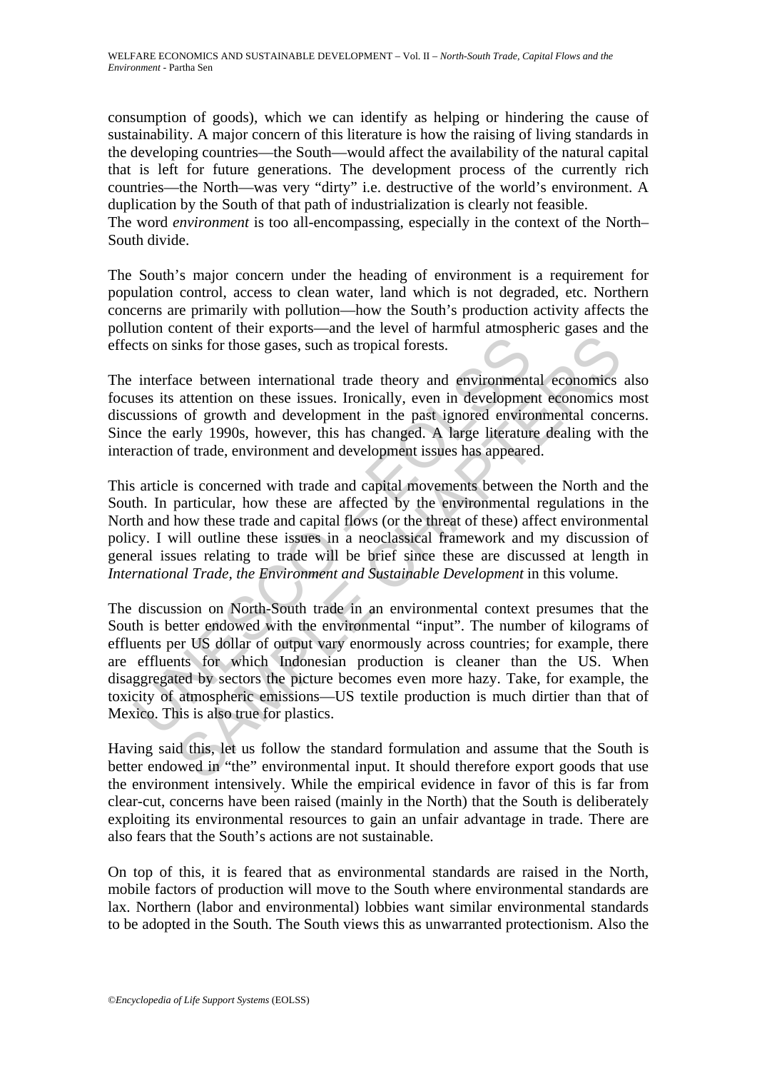consumption of goods), which we can identify as helping or hindering the cause of sustainability. A major concern of this literature is how the raising of living standards in the developing countries—the South—would affect the availability of the natural capital that is left for future generations. The development process of the currently rich countries—the North—was very "dirty" i.e. destructive of the world's environment. A duplication by the South of that path of industrialization is clearly not feasible.
The word *environment* is too all-encompassing, especially in the context of the North–South divide.

The South's major concern under the heading of environment is a requirement for population control, access to clean water, land which is not degraded, etc. Northern concerns are primarily with pollution—how the South's production activity affects the pollution content of their exports—and the level of harmful atmospheric gases and the effects on sinks for those gases, such as tropical forests.

The interface between international trade theory and environmental economics also focuses its attention on these issues. Ironically, even in development economics most discussions of growth and development in the past ignored environmental concerns. Since the early 1990s, however, this has changed. A large literature dealing with the interaction of trade, environment and development issues has appeared.

This article is concerned with trade and capital movements between the North and the South. In particular, how these are affected by the environmental regulations in the North and how these trade and capital flows (or the threat of these) affect environmental policy. I will outline these issues in a neoclassical framework and my discussion of general issues relating to trade will be brief since these are discussed at length in *International Trade, the Environment and Sustainable Development* in this volume.

The discussion on North-South trade in an environmental context presumes that the South is better endowed with the environmental "input". The number of kilograms of effluents per US dollar of output vary enormously across countries; for example, there are effluents for which Indonesian production is cleaner than the US. When disaggregated by sectors the picture becomes even more hazy. Take, for example, the toxicity of atmospheric emissions—US textile production is much dirtier than that of Mexico. This is also true for plastics.

Having said this, let us follow the standard formulation and assume that the South is better endowed in "the" environmental input. It should therefore export goods that use the environment intensively. While the empirical evidence in favor of this is far from clear-cut, concerns have been raised (mainly in the North) that the South is deliberately exploiting its environmental resources to gain an unfair advantage in trade. There are also fears that the South's actions are not sustainable.

On top of this, it is feared that as environmental standards are raised in the North, mobile factors of production will move to the South where environmental standards are lax. Northern (labor and environmental) lobbies want similar environmental standards to be adopted in the South. The South views this as unwarranted protectionism. Also the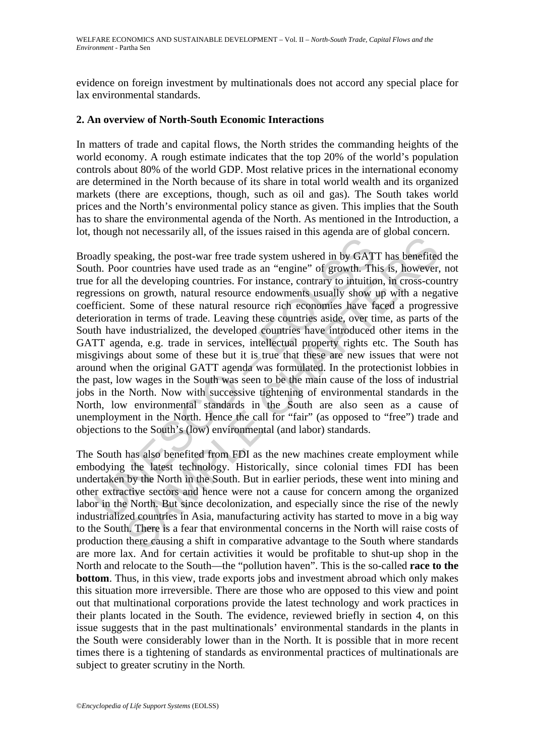evidence on foreign investment by multinationals does not accord any special place for lax environmental standards.

## 2. An overview of North-South Economic Interactions

In matters of trade and capital flows, the North strides the commanding heights of the world economy. A rough estimate indicates that the top 20% of the world's population controls about 80% of the world GDP. Most relative prices in the international economy are determined in the North because of its share in total world wealth and its organized markets (there are exceptions, though, such as oil and gas). The South takes world prices and the North's environmental policy stance as given. This implies that the South has to share the environmental agenda of the North. As mentioned in the Introduction, a lot, though not necessarily all, of the issues raised in this agenda are of global concern.

Broadly speaking, the post-war free trade system ushered in by GATT has benefited the South. Poor countries have used trade as an "engine" of growth. This is, however, not true for all the developing countries. For instance, contrary to intuition, in cross-country regressions on growth, natural resource endowments usually show up with a negative coefficient. Some of these natural resource rich economies have faced a progressive deterioration in terms of trade. Leaving these countries aside, over time, as parts of the South have industrialized, the developed countries have introduced other items in the GATT agenda, e.g. trade in services, intellectual property rights etc. The South has misgivings about some of these but it is true that these are new issues that were not around when the original GATT agenda was formulated. In the protectionist lobbies in the past, low wages in the South was seen to be the main cause of the loss of industrial jobs in the North. Now with successive tightening of environmental standards in the North, low environmental standards in the South are also seen as a cause of unemployment in the North. Hence the call for "fair" (as opposed to "free") trade and objections to the South's (low) environmental (and labor) standards.

The South has also benefited from FDI as the new machines create employment while embodying the latest technology. Historically, since colonial times FDI has been undertaken by the North in the South. But in earlier periods, these went into mining and other extractive sectors and hence were not a cause for concern among the organized labor in the North. But since decolonization, and especially since the rise of the newly industrialized countries in Asia, manufacturing activity has started to move in a big way to the South. There is a fear that environmental concerns in the North will raise costs of production there causing a shift in comparative advantage to the South where standards are more lax. And for certain activities it would be profitable to shut-up shop in the North and relocate to the South—the "pollution haven". This is the so-called **race to the bottom**. Thus, in this view, trade exports jobs and investment abroad which only makes this situation more irreversible. There are those who are opposed to this view and point out that multinational corporations provide the latest technology and work practices in their plants located in the South. The evidence, reviewed briefly in section 4, on this issue suggests that in the past multinationals' environmental standards in the plants in the South were considerably lower than in the North. It is possible that in more recent times there is a tightening of standards as environmental practices of multinationals are subject to greater scrutiny in the North.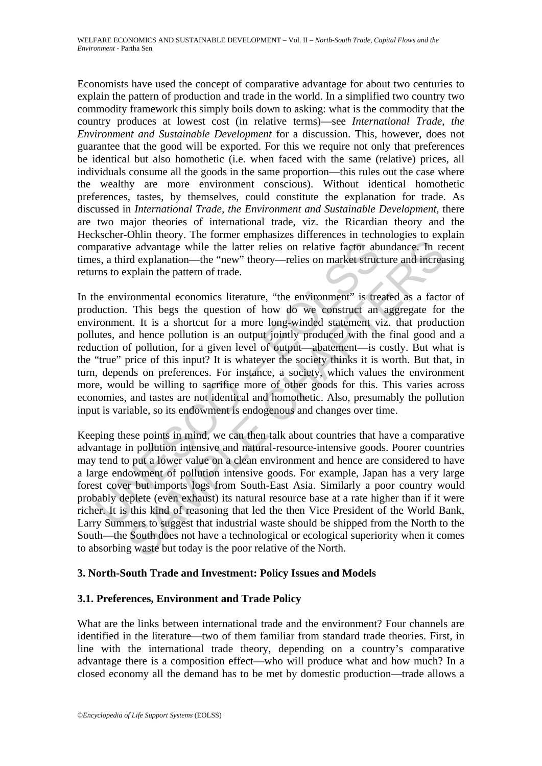Economists have used the concept of comparative advantage for about two centuries to explain the pattern of production and trade in the world. In a simplified two country two commodity framework this simply boils down to asking: what is the commodity that the country produces at lowest cost (in relative terms)—see *International Trade, the Environment and Sustainable Development* for a discussion. This, however, does not guarantee that the good will be exported. For this we require not only that preferences be identical but also homothetic (i.e. when faced with the same (relative) prices, all individuals consume all the goods in the same proportion—this rules out the case where the wealthy are more environment conscious). Without identical homothetic preferences, tastes, by themselves, could constitute the explanation for trade. As discussed in *International Trade, the Environment and Sustainable Development*, there are two major theories of international trade, viz. the Ricardian theory and the Heckscher-Ohlin theory. The former emphasizes differences in technologies to explain comparative advantage while the latter relies on relative factor abundance. In recent times, a third explanation—the "new" theory—relies on market structure and increasing returns to explain the pattern of trade.

In the environmental economics literature, "the environment" is treated as a factor of production. This begs the question of how do we construct an aggregate for the environment. It is a shortcut for a more long-winded statement viz. that production pollutes, and hence pollution is an output jointly produced with the final good and a reduction of pollution, for a given level of output—abatement—is costly. But what is the "true" price of this input? It is whatever the society thinks it is worth. But that, in turn, depends on preferences. For instance, a society, which values the environment more, would be willing to sacrifice more of other goods for this. This varies across economies, and tastes are not identical and homothetic. Also, presumably the pollution input is variable, so its endowment is endogenous and changes over time.

Keeping these points in mind, we can then talk about countries that have a comparative advantage in pollution intensive and natural-resource-intensive goods. Poorer countries may tend to put a lower value on a clean environment and hence are considered to have a large endowment of pollution intensive goods. For example, Japan has a very large forest cover but imports logs from South-East Asia. Similarly a poor country would probably deplete (even exhaust) its natural resource base at a rate higher than if it were richer. It is this kind of reasoning that led the then Vice President of the World Bank, Larry Summers to suggest that industrial waste should be shipped from the North to the South—the South does not have a technological or ecological superiority when it comes to absorbing waste but today is the poor relative of the North.

## 3. North-South Trade and Investment: Policy Issues and Models

### 3.1. Preferences, Environment and Trade Policy

What are the links between international trade and the environment? Four channels are identified in the literature—two of them familiar from standard trade theories. First, in line with the international trade theory, depending on a country's comparative advantage there is a composition effect—who will produce what and how much? In a closed economy all the demand has to be met by domestic production—trade allows a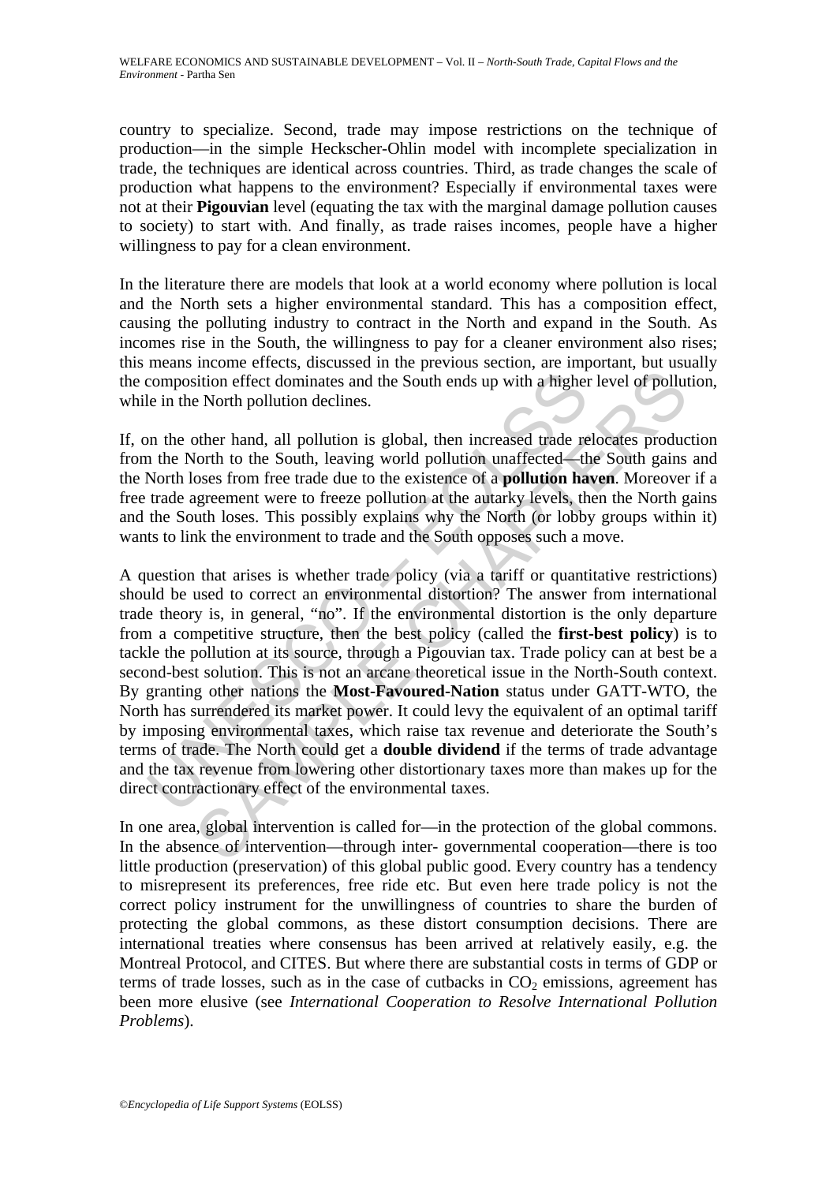country to specialize. Second, trade may impose restrictions on the technique of production—in the simple Heckscher-Ohlin model with incomplete specialization in trade, the techniques are identical across countries. Third, as trade changes the scale of production what happens to the environment? Especially if environmental taxes were not at their **Pigouvian** level (equating the tax with the marginal damage pollution causes to society) to start with. And finally, as trade raises incomes, people have a higher willingness to pay for a clean environment.

In the literature there are models that look at a world economy where pollution is local and the North sets a higher environmental standard. This has a composition effect, causing the polluting industry to contract in the North and expand in the South. As incomes rise in the South, the willingness to pay for a cleaner environment also rises; this means income effects, discussed in the previous section, are important, but usually the composition effect dominates and the South ends up with a higher level of pollution, while in the North pollution declines.

If, on the other hand, all pollution is global, then increased trade relocates production from the North to the South, leaving world pollution unaffected—the South gains and the North loses from free trade due to the existence of a **pollution haven**. Moreover if a free trade agreement were to freeze pollution at the autarky levels, then the North gains and the South loses. This possibly explains why the North (or lobby groups within it) wants to link the environment to trade and the South opposes such a move.

A question that arises is whether trade policy (via a tariff or quantitative restrictions) should be used to correct an environmental distortion? The answer from international trade theory is, in general, "no". If the environmental distortion is the only departure from a competitive structure, then the best policy (called the **first-best policy**) is to tackle the pollution at its source, through a Pigouvian tax. Trade policy can at best be a second-best solution. This is not an arcane theoretical issue in the North-South context. By granting other nations the **Most-Favoured-Nation** status under GATT-WTO, the North has surrendered its market power. It could levy the equivalent of an optimal tariff by imposing environmental taxes, which raise tax revenue and deteriorate the South's terms of trade. The North could get a **double dividend** if the terms of trade advantage and the tax revenue from lowering other distortionary taxes more than makes up for the direct contractionary effect of the environmental taxes.

In one area, global intervention is called for—in the protection of the global commons. In the absence of intervention—through inter- governmental cooperation—there is too little production (preservation) of this global public good. Every country has a tendency to misrepresent its preferences, free ride etc. But even here trade policy is not the correct policy instrument for the unwillingness of countries to share the burden of protecting the global commons, as these distort consumption decisions. There are international treaties where consensus has been arrived at relatively easily, e.g. the Montreal Protocol, and CITES. But where there are substantial costs in terms of GDP or terms of trade losses, such as in the case of cutbacks in $CO_2$ emissions, agreement has been more elusive (see *International Cooperation to Resolve International Pollution Problems*).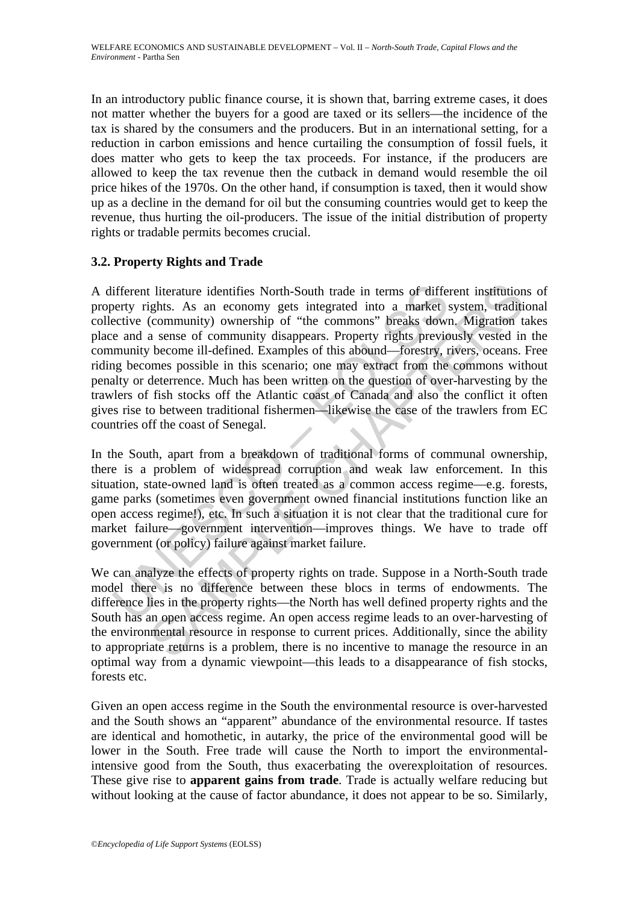In an introductory public finance course, it is shown that, barring extreme cases, it does not matter whether the buyers for a good are taxed or its sellers—the incidence of the tax is shared by the consumers and the producers. But in an international setting, for a reduction in carbon emissions and hence curtailing the consumption of fossil fuels, it does matter who gets to keep the tax proceeds. For instance, if the producers are allowed to keep the tax revenue then the cutback in demand would resemble the oil price hikes of the 1970s. On the other hand, if consumption is taxed, then it would show up as a decline in the demand for oil but the consuming countries would get to keep the revenue, thus hurting the oil-producers. The issue of the initial distribution of property rights or tradable permits becomes crucial.

### 3.2. Property Rights and Trade

A different literature identifies North-South trade in terms of different institutions of property rights. As an economy gets integrated into a market system, traditional collective (community) ownership of "the commons" breaks down. Migration takes place and a sense of community disappears. Property rights previously vested in the community become ill-defined. Examples of this abound—forestry, rivers, oceans. Free riding becomes possible in this scenario; one may extract from the commons without penalty or deterrence. Much has been written on the question of over-harvesting by the trawlers of fish stocks off the Atlantic coast of Canada and also the conflict it often gives rise to between traditional fishermen—likewise the case of the trawlers from EC countries off the coast of Senegal.

In the South, apart from a breakdown of traditional forms of communal ownership, there is a problem of widespread corruption and weak law enforcement. In this situation, state-owned land is often treated as a common access regime—e.g. forests, game parks (sometimes even government owned financial institutions function like an open access regime!), etc. In such a situation it is not clear that the traditional cure for market failure—government intervention—improves things. We have to trade off government (or policy) failure against market failure.

We can analyze the effects of property rights on trade. Suppose in a North-South trade model there is no difference between these blocs in terms of endowments. The difference lies in the property rights—the North has well defined property rights and the South has an open access regime. An open access regime leads to an over-harvesting of the environmental resource in response to current prices. Additionally, since the ability to appropriate returns is a problem, there is no incentive to manage the resource in an optimal way from a dynamic viewpoint—this leads to a disappearance of fish stocks, forests etc.

Given an open access regime in the South the environmental resource is over-harvested and the South shows an "apparent" abundance of the environmental resource. If tastes are identical and homothetic, in autarky, the price of the environmental good will be lower in the South. Free trade will cause the North to import the environmental-intensive good from the South, thus exacerbating the overexploitation of resources. These give rise to **apparent gains from trade**. Trade is actually welfare reducing but without looking at the cause of factor abundance, it does not appear to be so. Similarly,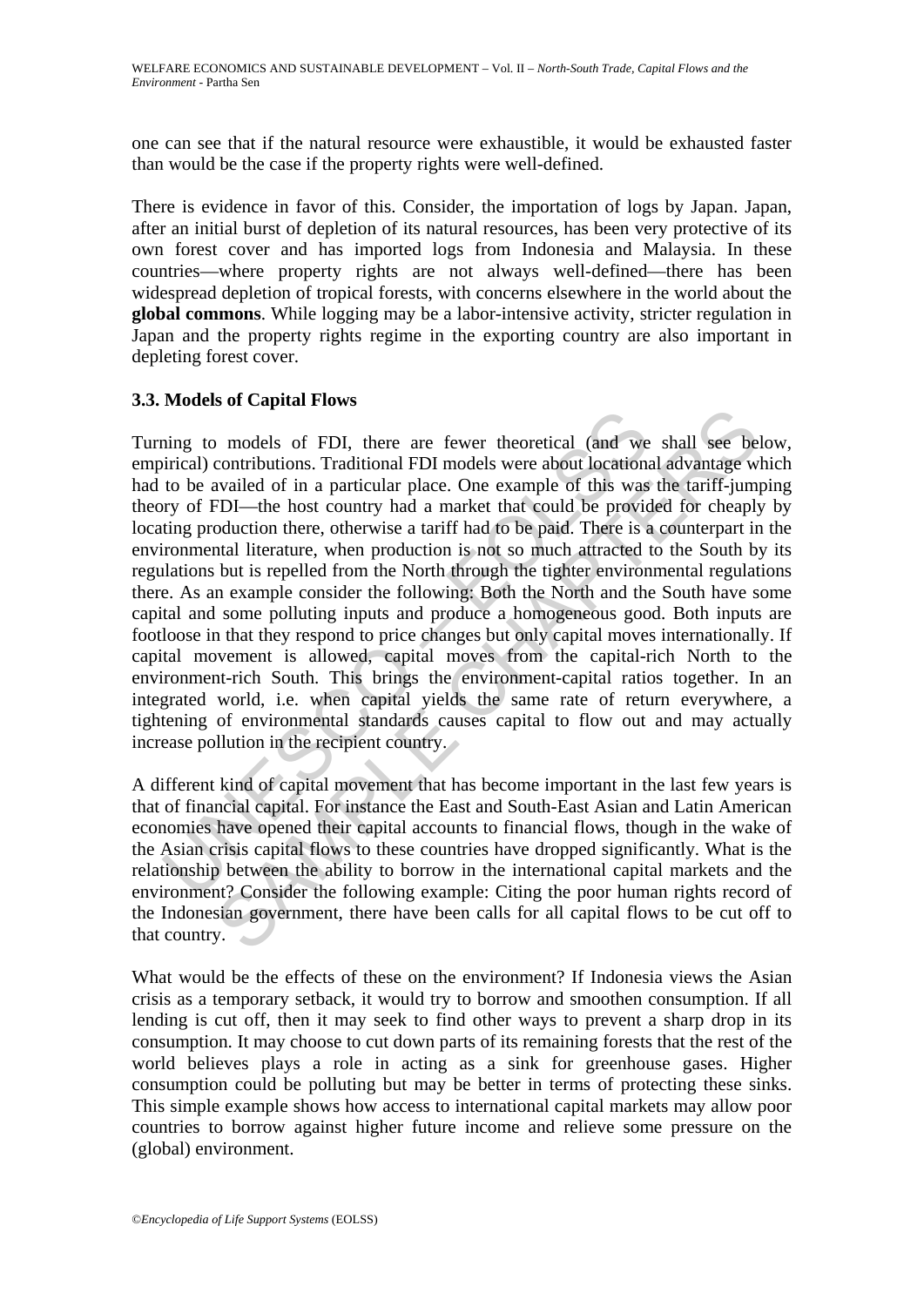one can see that if the natural resource were exhaustible, it would be exhausted faster than would be the case if the property rights were well-defined.

There is evidence in favor of this. Consider, the importation of logs by Japan. Japan, after an initial burst of depletion of its natural resources, has been very protective of its own forest cover and has imported logs from Indonesia and Malaysia. In these countries—where property rights are not always well-defined—there has been widespread depletion of tropical forests, with concerns elsewhere in the world about the **global commons**. While logging may be a labor-intensive activity, stricter regulation in Japan and the property rights regime in the exporting country are also important in depleting forest cover.

### 3.3. Models of Capital Flows

Turning to models of FDI, there are fewer theoretical (and we shall see below, empirical) contributions. Traditional FDI models were about locational advantage which had to be availed of in a particular place. One example of this was the tariff-jumping theory of FDI—the host country had a market that could be provided for cheaply by locating production there, otherwise a tariff had to be paid. There is a counterpart in the environmental literature, when production is not so much attracted to the South by its regulations but is repelled from the North through the tighter environmental regulations there. As an example consider the following: Both the North and the South have some capital and some polluting inputs and produce a homogeneous good. Both inputs are footloose in that they respond to price changes but only capital moves internationally. If capital movement is allowed, capital moves from the capital-rich North to the environment-rich South. This brings the environment-capital ratios together. In an integrated world, i.e. when capital yields the same rate of return everywhere, a tightening of environmental standards causes capital to flow out and may actually increase pollution in the recipient country.

A different kind of capital movement that has become important in the last few years is that of financial capital. For instance the East and South-East Asian and Latin American economies have opened their capital accounts to financial flows, though in the wake of the Asian crisis capital flows to these countries have dropped significantly. What is the relationship between the ability to borrow in the international capital markets and the environment? Consider the following example: Citing the poor human rights record of the Indonesian government, there have been calls for all capital flows to be cut off to that country.

What would be the effects of these on the environment? If Indonesia views the Asian crisis as a temporary setback, it would try to borrow and smoothen consumption. If all lending is cut off, then it may seek to find other ways to prevent a sharp drop in its consumption. It may choose to cut down parts of its remaining forests that the rest of the world believes plays a role in acting as a sink for greenhouse gases. Higher consumption could be polluting but may be better in terms of protecting these sinks. This simple example shows how access to international capital markets may allow poor countries to borrow against higher future income and relieve some pressure on the (global) environment.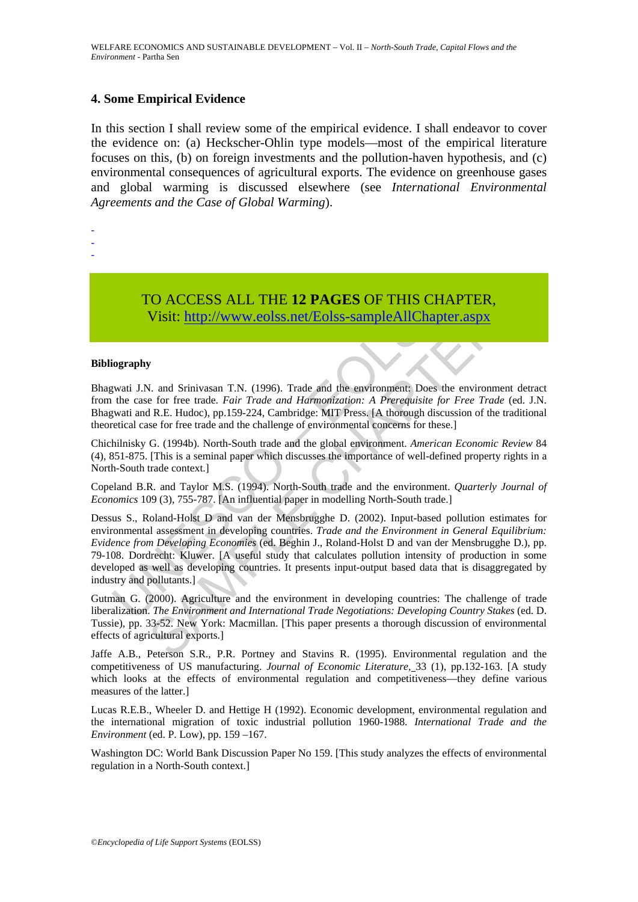## 4. Some Empirical Evidence

In this section I shall review some of the empirical evidence. I shall endeavor to cover the evidence on: (a) Heckscher-Ohlin type models—most of the empirical literature focuses on this, (b) on foreign investments and the pollution-haven hypothesis, and (c) environmental consequences of agricultural exports. The evidence on greenhouse gases and global warming is discussed elsewhere (see *International Environmental Agreements and the Case of Global Warming*).

-
-
-

TO ACCESS ALL THE **12 PAGES** OF THIS CHAPTER,
Visit: http://www.eolss.net/Eolss-sampleAllChapter.aspx

#### Bibliography

Bhagwati J.N. and Srinivasan T.N. (1996). Trade and the environment: Does the environment detract from the case for free trade. *Fair Trade and Harmonization: A Prerequisite for Free Trade* (ed. J.N. Bhagwati and R.E. Hudoc), pp.159-224, Cambridge: MIT Press. [A thorough discussion of the traditional theoretical case for free trade and the challenge of environmental concerns for these.]

Chichilnisky G. (1994b). North-South trade and the global environment. *American Economic Review* 84 (4), 851-875. [This is a seminal paper which discusses the importance of well-defined property rights in a North-South trade context.]

Copeland B.R. and Taylor M.S. (1994). North-South trade and the environment. *Quarterly Journal of Economics* 109 (3), 755-787. [An influential paper in modelling North-South trade.]

Dessus S., Roland-Holst D and van der Mensbrugghe D. (2002). Input-based pollution estimates for environmental assessment in developing countries. *Trade and the Environment in General Equilibrium: Evidence from Developing Economies* (ed. Beghin J., Roland-Holst D and van der Mensbrugghe D.), pp. 79-108. Dordrecht: Kluwer. [A useful study that calculates pollution intensity of production in some developed as well as developing countries. It presents input-output based data that is disaggregated by industry and pollutants.]

Gutman G. (2000). Agriculture and the environment in developing countries: The challenge of trade liberalization. *The Environment and International Trade Negotiations: Developing Country Stakes* (ed. D. Tussie), pp. 33-52. New York: Macmillan. [This paper presents a thorough discussion of environmental effects of agricultural exports.]

Jaffe A.B., Peterson S.R., P.R. Portney and Stavins R. (1995). Environmental regulation and the competitiveness of US manufacturing. *Journal of Economic Literature,* 33 (1), pp.132-163. [A study which looks at the effects of environmental regulation and competitiveness—they define various measures of the latter.]

Lucas R.E.B., Wheeler D. and Hettige H (1992). Economic development, environmental regulation and the international migration of toxic industrial pollution 1960-1988. *International Trade and the Environment* (ed. P. Low), pp. 159 –167.

Washington DC: World Bank Discussion Paper No 159. [This study analyzes the effects of environmental regulation in a North-South context.]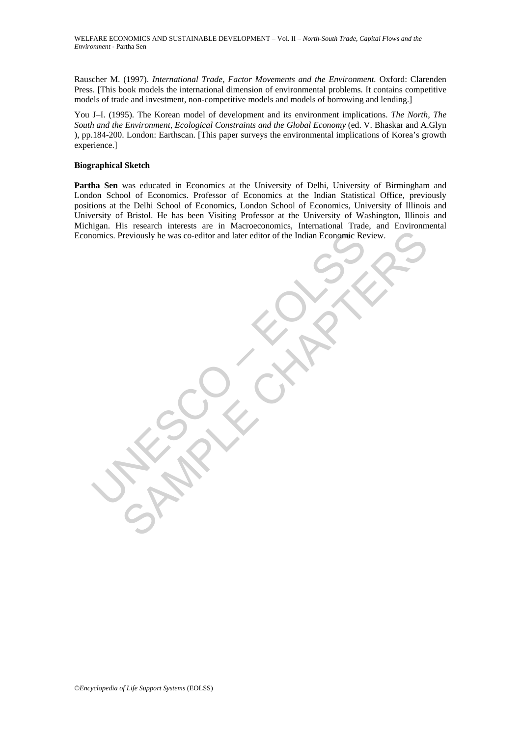Rauscher M. (1997). *International Trade, Factor Movements and the Environment.* Oxford: Clarenden Press. [This book models the international dimension of environmental problems. It contains competitive models of trade and investment, non-competitive models and models of borrowing and lending.]

You J–I. (1995). The Korean model of development and its environment implications. *The North, The South and the Environment, Ecological Constraints and the Global Economy* (ed. V. Bhaskar and A.Glyn ), pp.184-200. London: Earthscan. [This paper surveys the environmental implications of Korea's growth experience.]

**Biographical Sketch**

**Partha Sen** was educated in Economics at the University of Delhi, University of Birmingham and London School of Economics. Professor of Economics at the Indian Statistical Office, previously positions at the Delhi School of Economics, London School of Economics, University of Illinois and University of Bristol. He has been Visiting Professor at the University of Washington, Illinois and Michigan. His research interests are in Macroeconomics, International Trade, and Environmental Economics. Previously he was co-editor and later editor of the Indian Economic Review.